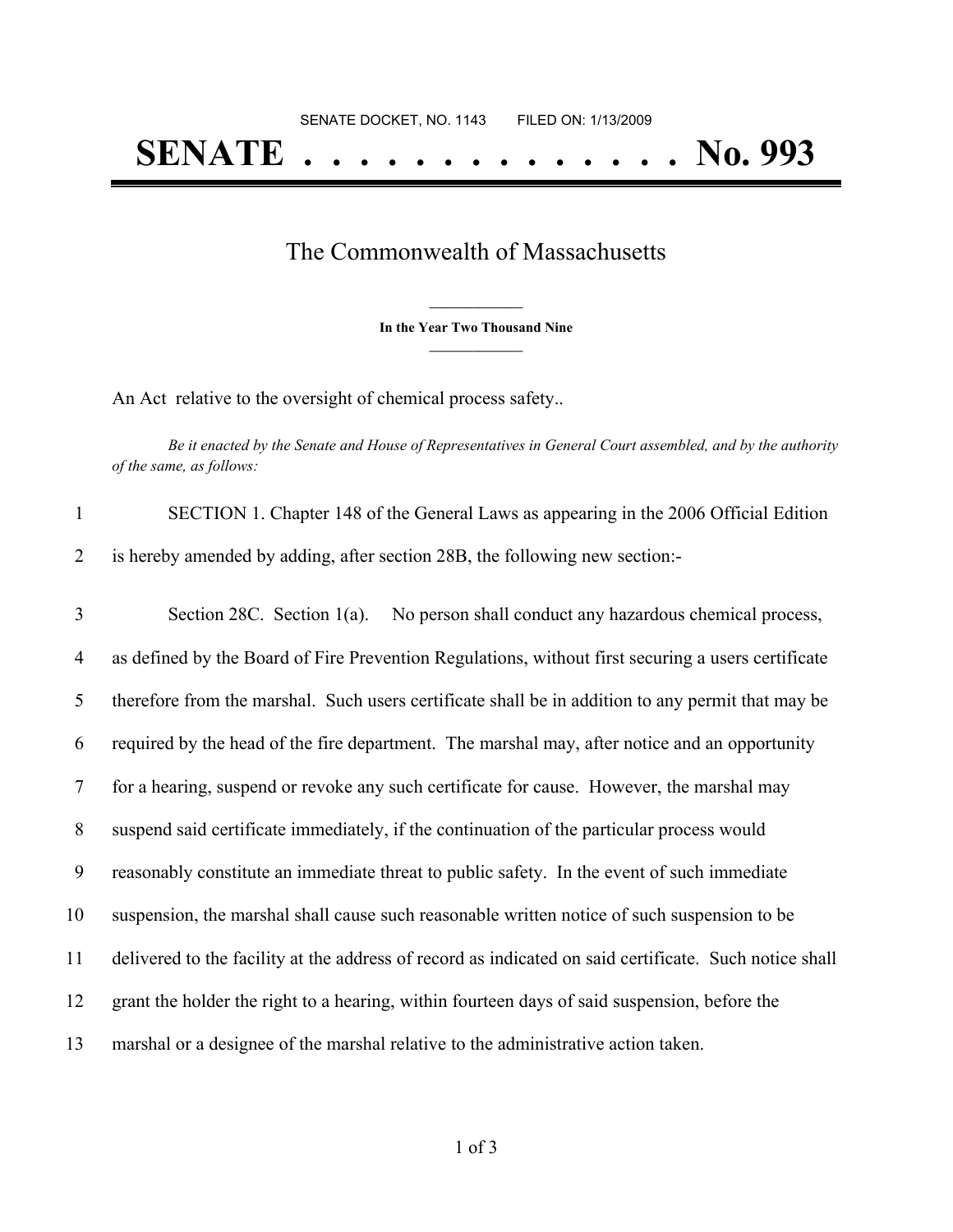SENATE DOCKET, NO. 1143        FILED ON: 1/13/2009

# SENATE . . . . . . . . . . . . . . No. 993

## The Commonwealth of Massachusetts

**In the Year Two Thousand Nine**

An Act relative to the oversight of chemical process safety..

*Be it enacted by the Senate and House of Representatives in General Court assembled, and by the authority of the same, as follows:*

SECTION 1. Chapter 148 of the General Laws as appearing in the 2006 Official Edition is hereby amended by adding, after section 28B, the following new section:-

Section 28C. Section 1(a). No person shall conduct any hazardous chemical process, as defined by the Board of Fire Prevention Regulations, without first securing a users certificate therefore from the marshal. Such users certificate shall be in addition to any permit that may be required by the head of the fire department. The marshal may, after notice and an opportunity for a hearing, suspend or revoke any such certificate for cause. However, the marshal may suspend said certificate immediately, if the continuation of the particular process would reasonably constitute an immediate threat to public safety. In the event of such immediate suspension, the marshal shall cause such reasonable written notice of such suspension to be delivered to the facility at the address of record as indicated on said certificate. Such notice shall grant the holder the right to a hearing, within fourteen days of said suspension, before the marshal or a designee of the marshal relative to the administrative action taken.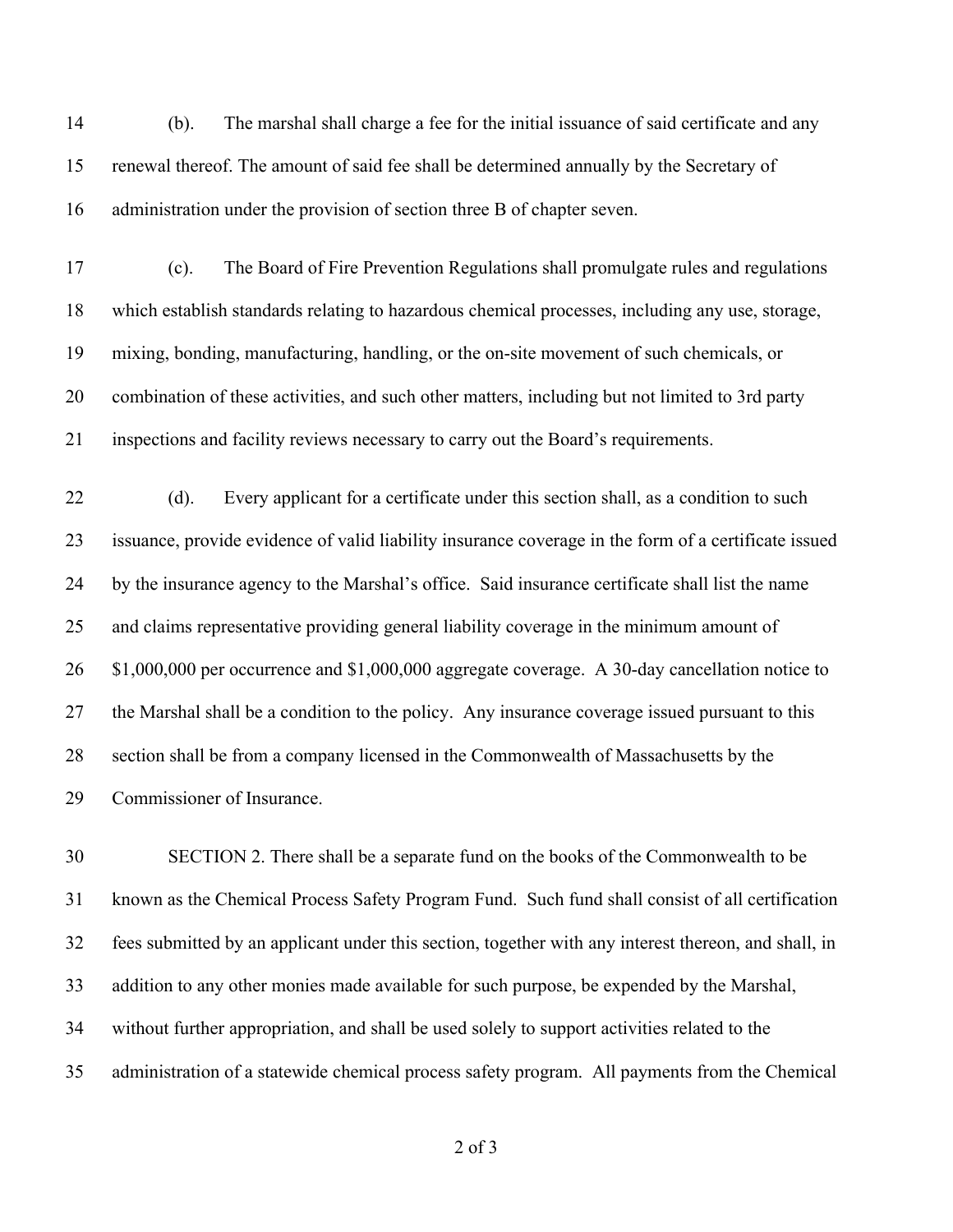(b). The marshal shall charge a fee for the initial issuance of said certificate and any renewal thereof. The amount of said fee shall be determined annually by the Secretary of administration under the provision of section three B of chapter seven.

(c). The Board of Fire Prevention Regulations shall promulgate rules and regulations which establish standards relating to hazardous chemical processes, including any use, storage, mixing, bonding, manufacturing, handling, or the on-site movement of such chemicals, or combination of these activities, and such other matters, including but not limited to 3rd party inspections and facility reviews necessary to carry out the Board's requirements.

(d). Every applicant for a certificate under this section shall, as a condition to such issuance, provide evidence of valid liability insurance coverage in the form of a certificate issued by the insurance agency to the Marshal's office. Said insurance certificate shall list the name and claims representative providing general liability coverage in the minimum amount of $1,000,000 per occurrence and $1,000,000 aggregate coverage. A 30-day cancellation notice to the Marshal shall be a condition to the policy. Any insurance coverage issued pursuant to this section shall be from a company licensed in the Commonwealth of Massachusetts by the Commissioner of Insurance.

SECTION 2. There shall be a separate fund on the books of the Commonwealth to be known as the Chemical Process Safety Program Fund. Such fund shall consist of all certification fees submitted by an applicant under this section, together with any interest thereon, and shall, in addition to any other monies made available for such purpose, be expended by the Marshal, without further appropriation, and shall be used solely to support activities related to the administration of a statewide chemical process safety program. All payments from the Chemical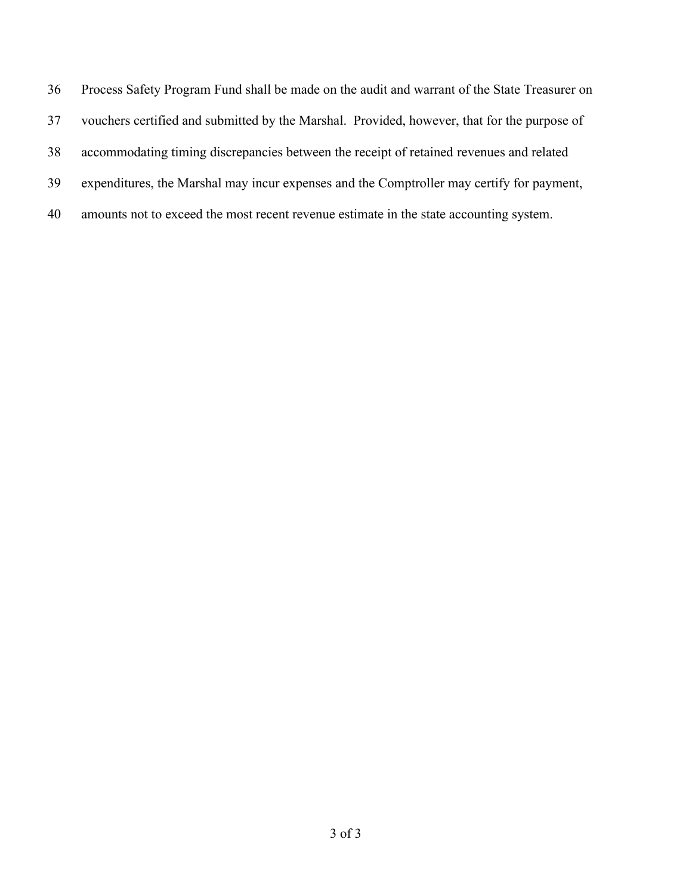36 Process Safety Program Fund shall be made on the audit and warrant of the State Treasurer on

37 vouchers certified and submitted by the Marshal. Provided, however, that for the purpose of

38 accommodating timing discrepancies between the receipt of retained revenues and related

39 expenditures, the Marshal may incur expenses and the Comptroller may certify for payment,

40 amounts not to exceed the most recent revenue estimate in the state accounting system.